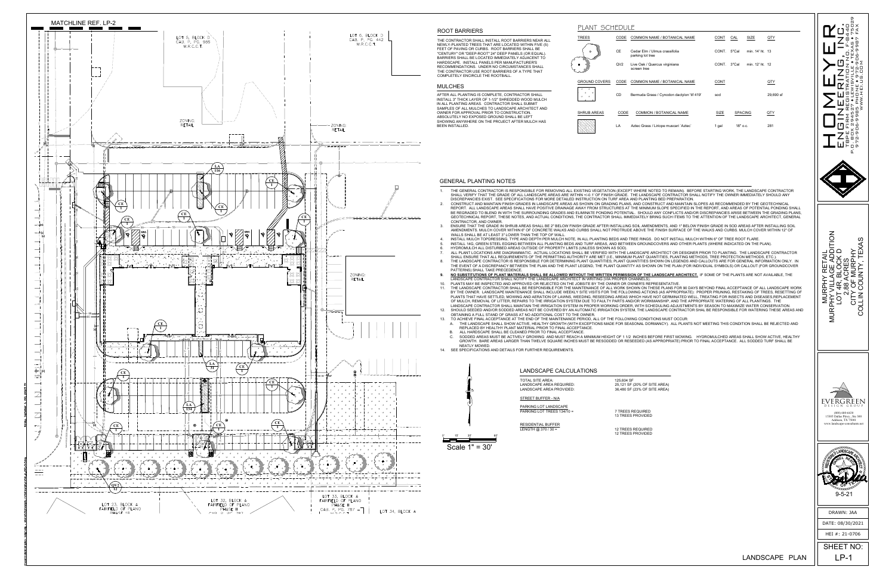## ROOT BARRIERS

THE CONTRACTOR SHALL INSTALL ROOT BARRIERS NEAR ALL NEWLY-PLANTED TREES THAT ARE LOCATED WITHIN FIVE (5) FEET OF PAVING OR CURBS. ROOT BARRIERS SHALL BE "CENTURY" OR "DEEP-ROOT" 24" DEEP PANELS (OR EQUAL). BARRIERS SHALL BE LOCATED IMMEDIATELY ADJACENT TO HARDSCAPE. INSTALL PANELS PER MANUFACTURER'S RECOMMENDATIONS. UNDER NO CIRCUMSTANCES SHALL THE CONTRACTOR USE ROOT BARRIERS OF A TYPE THAT COMPLETELY ENCIRCLE THE ROOTBALL.

## MULCHES

AFTER ALL PLANTING IS COMPLETE, CONTRACTOR SHALL INSTALL 3" THICK LAYER OF 1-1/2" SHREDDED WOOD MULCH IN ALL PLANTING AREAS. CONTRACTOR SHALL SUBMIT SAMPLES OF ALL MULCHES TO LANDSCAPE ARCHITECT AND OWNER FOR APPROVAL PRIOR TO CONSTRUCTION. ABSOLUTELY NO EXPOSED GROUND SHALL BE LEFT SHOWING ANYWHERE ON THE PROJECT AFTER MULCH HAS BEEN INSTALLED.

## PLANT SCHEDULE

| TREES | CODE | COMMON NAME / BOTANICAL NAME | CONT | CAL | SIZE | QTY |
|---|---|---|---|---|---|---|
| | CE | Cedar Elm / Ulmus crassifolia parking lot tree | CONT. | 5"Cal | min. 14' ht. | 13 |
| | QV2 | Live Oak / Quercus virginiana screen tree | CONT. | 3"Cal | min. 12' ht. | 12 |

| GROUND COVERS | CODE | COMMON NAME / BOTANICAL NAME | CONT | QTY |
|---|---|---|---|---|
| | CD | Bermuda Grass / Cynodon dactylon 'tif 419' | sod | 29,690 sf |

| SHRUB AREAS | CODE | COMMON / BOTANICAL NAME | SIZE | SPACING | QTY |
|---|---|---|---|---|---|
| | LA | Aztec Grass / Liriope muscari 'Aztec' | 1 gal | 18" o.c. | 281 |

## GENERAL PLANTING NOTES

1. THE GENERAL CONTRACTOR IS RESPONSIBLE FOR REMOVING ALL EXISTING VEGETATION (EXCEPT WHERE NOTED TO REMAIN). BEFORE STARTING WORK, THE LANDSCAPE CONTRACTOR SHALL VERIFY THAT THE GRADE OF ALL LANDSCAPE AREAS ARE WITHIN +/-0.1' OF FINISH GRADE. THE LANDSCAPE CONTRACTOR SHALL NOTIFY THE OWNER IMMEDIATELY SHOULD ANY DISCREPANCIES EXIST. SEE SPECIFICATIONS FOR MORE DETAILED INSTRUCTION ON TURF AREA AND PLANTING BED PREPARATION.
2. CONSTRUCT AND MAINTAIN FINISH GRADES IN LANDSCAPE AREAS AS SHOWN ON GRADING PLANS, AND CONSTRUCT AND MAINTAIN SLOPES AS RECOMMENDED BY THE GEOTECHNICAL REPORT. ALL LANDSCAPE AREAS SHALL HAVE POSITIVE DRAINAGE AWAY FROM STRUCTURES AT THE MINIMUM SLOPE SPECIFIED IN THE REPORT, AND AREAS OF POTENTIAL PONDING SHALL BE REGRADED TO BLEND IN WITH THE SURROUNDING GRADES AND ELIMINATE PONDING POTENTIAL. SHOULD ANY CONFLICTS AND/OR DISCREPANCIES ARISE BETWEEN THE GRADING PLANS, GEOTECHNICAL REPORT, THESE NOTES, AND ACTUAL CONDITIONS, THE CONTRACTOR SHALL IMMEDIATELY BRING SUCH ITEMS TO THE ATTENTION OF THE LANDSCAPE ARCHITECT, GENERAL CONTRACTOR, AND OWNER.
3. ENSURE THAT THE GRADE IN SHRUB AREAS SHALL BE 2" BELOW FINISH GRADE AFTER INSTALLING SOIL AMENDMENTS, AND 1" BELOW FINISH GRADE IN SOD AREAS AFTER INSTALLING SOIL AMENDMENTS. MULCH COVER WITHIN 6" OF CONCRETE WALKS AND CURBS SHALL NOT PROTRUDE ABOVE THE FINISH SURFACE OF THE WALKS AND CURBS. MULCH COVER WITHIN 12" OF WALLS SHALL BE AT LEAST 3" LOWER THAN THE TOP OF WALL.
4. INSTALL MULCH TOPDRESSING, TYPE AND DEPTH PER MULCH NOTE, IN ALL PLANTING BEDS AND TREE RINGS. DO NOT INSTALL MULCH WITHIN 6" OF TREE ROOT FLARE.
5. INSTALL 14G, GREEN STEEL EDGING BETWEEN ALL PLANTING BEDS AND TURF AREAS, AND BETWEEN GROUNDCOVERS AND OTHER PLANTS (WHERE INDICATED ON THE PLAN).
6. HYDROMULCH ALL DISTURBED AREAS OUTSIDE OF PROPERTY LIMITS (UNLESS SHOWN AS SOD).
7. ALL PLANT LOCATIONS ARE DIAGRAMMATIC. ACTUAL LOCATIONS SHALL BE VERIFIED WITH THE LANDSCAPE ARCHITECT OR DESIGNER PRIOR TO PLANTING. THE LANDSCAPE CONTRACTOR SHALL ENSURE THAT ALL REQUIREMENTS OF THE PERMITTING AUTHORITY ARE MET (I.E., MINIMUM PLANT QUANTITIES, PLANTING METHODS, TREE PROTECTION METHODS, ETC.).
8. THE LANDSCAPE CONTRACTOR IS RESPONSIBLE FOR DETERMINING PLANT QUANTITIES; PLANT QUANTITIES SHOWN ON LEGENDS AND CALLOUTS ARE FOR GENERAL INFORMATION ONLY. IN THE EVENT OF A DISCREPANCY BETWEEN THE PLAN AND THE PLANT LEGEND, THE PLANT QUANTITY AS SHOWN ON THE PLAN (FOR INDIVIDUAL SYMBOLS) OR CALLOUT (FOR GROUNDCOVER PATTERNS) SHALL TAKE PRECEDENCE.
9. **NO SUBSTITUTIONS OF PLANT MATERIALS SHALL BE ALLOWED WITHOUT THE WRITTEN PERMISSION OF THE LANDSCAPE ARCHITECT.** IF SOME OF THE PLANTS ARE NOT AVAILABLE, THE LANDSCAPE CONTRACTOR SHALL NOTIFY THE LANDSCAPE ARCHITECT IN WRITING (VIA PROPER CHANNELS).
10. PLANTS MAY BE INSPECTED AND APPROVED OR REJECTED ON THE JOBSITE BY THE OWNER OR OWNER'S REPRESENTATIVE.
11. THE LANDSCAPE CONTRACTOR SHALL BE RESPONSIBLE FOR THE MAINTENANCE OF ALL WORK SHOWN ON THESE PLANS FOR 90 DAYS BEYOND FINAL ACCEPTANCE OF ALL LANDSCAPE WORK BY THE OWNER. LANDSCAPE MAINTENANCE SHALL INCLUDE WEEKLY SITE VISITS FOR THE FOLLOWING ACTIONS (AS APPROPRIATE): PROPER PRUNING, RESTAKING OF TREES, RESETTING OF PLANTS THAT HAVE SETTLED, MOWING AND AERATION OF LAWNS, WEEDING, RESEEDING AREAS WHICH HAVE NOT GERMINATED WELL, TREATING FOR INSECTS AND DISEASES,REPLACEMENT OF MULCH, REMOVAL OF LITTER, REPAIRS TO THE IRRIGATION SYSTEM DUE TO FAULTY PARTS AND/OR WORKMANSHIP, AND THE APPROPRIATE WATERING OF ALL PLANTINGS. THE LANDSCAPE CONTRACTOR SHALL MAINTAIN THE IRRIGATION SYSTEM IN PROPER WORKING ORDER, WITH SCHEDULING ADJUSTMENTS BY SEASON TO MAXIMIZE WATER CONSERVATION.
12. SHOULD SEEDED AND/OR SODDED AREAS NOT BE COVERED BY AN AUTOMATIC IRRIGATION SYSTEM, THE LANDSCAPE CONTRACTOR SHAL BE RESPONSIBLE FOR WATERING THESE AREAS AND OBTAINING A FULL STAND OF GRASS AT NO ADDITIONAL COST TO THE OWNER.
13. TO ACHIEVE FINAL ACCEPTANCE AT THE END OF THE MAINTENANCE PERIOD, ALL OF THE FOLLOWING CONDITIONS MUST OCCUR:
    A. THE LANDSCAPE SHALL SHOW ACTIVE, HEALTHY GROWTH (WITH EXCEPTIONS MADE FOR SEASONAL DORMANCY). ALL PLANTS NOT MEETING THIS CONDITION SHALL BE REJECTED AND REPLACED BY HEALTHY PLANT MATERIAL PRIOR TO FINAL ACCEPTANCE.
    B. ALL HARDSCAPE SHALL BE CLEANED PRIOR TO FINAL ACCEPTANCE.
    C. SODDED AREAS MUST BE ACTIVELY GROWING AND MUST REACH A MINIMUM HEIGHT OF 1 1/2 INCHES BEFORE FIRST MOWING. HYDROMULCHED AREAS SHALL SHOW ACTIVE, HEALTHY GROWTH. BARE AREAS LARGER THAN TWELVE SQUARE INCHES MUST BE RESODDED OR RESEEDED (AS APPROPRIATE) PRIOR TO FINAL ACCEPTANCE. ALL SODDED TURF SHALL BE NEATLY MOWED.
14. SEE SPECIFICATIONS AND DETAILS FOR FURTHER REQUIREMENTS.

## LANDSCAPE CALCULATIONS

| | |
|---|---|
| TOTAL SITE AREA: | 125,604 SF |
| LANDSCAPE AREA REQUIRED: | 25,121 SF (20% OF SITE AREA) |
| LANDSCAPE AREA PROVIDED: | 36,480 SF (23% OF SITE AREA) |
| STREET BUFFER - N/A | |
| PARKING LOT LANDSCAPE | |
| PARKING LOT TREES 134/10 = | 7 TREES REQUIRED<br>13 TREES PROVIDED |
| RESIDENTIAL BUFFER | |
| LENGTH @ 370 / 30 = | 12 TREES REQUIRED<br>12 TREES PROVIDED |

Scale 1" = 30'

MATCHLINE REF. LP-2

LOT 5, BLOCK C CAB. P, PG. 986 M.R.C.C.T.

LOT 6, BLOCK D CAB. P, PG. 442 M.R.C.C.T.

ZONING: RETAIL

LOT 32, BLOCK A FAIRFIELD OF PLANO PHASE II

LOT 33, BLOCK A FAIRFIELD OF PLANO PHASE II CAB. P, PG. 787

LOT 34, BLOCK A

LOT 23, BLOCK A FAIRFIELD OF PLANO PHASE IB

HOMEYER ENGINEERING, INC.
TBPE FIRM REGISTRATION NO. F-8440
P.O. BOX 294527 LEWISVILLE, TEXAS 75029
972-906-9985 PHONE • 972-906-9987 FAX
WWW.HEI.US.COM

MURPHY RETAIL
MURPHY VILLAGE ADDITION
LOT 4R, BLOCK D
2.88 ACRES
CITY OF MURPHY
COLLIN COUNTY, TEXAS

EVERGREEN DESIGN GROUP
(800) 680-6630
15455 Dallas Pkwy., Ste 300
Addison, TX 75001
www.landscape-consultants.net

9-5-21

DRAWN: JAA

DATE: 08/30/2021

HEI #: 21-0706

LANDSCAPE PLAN

SHEET NO: LP-1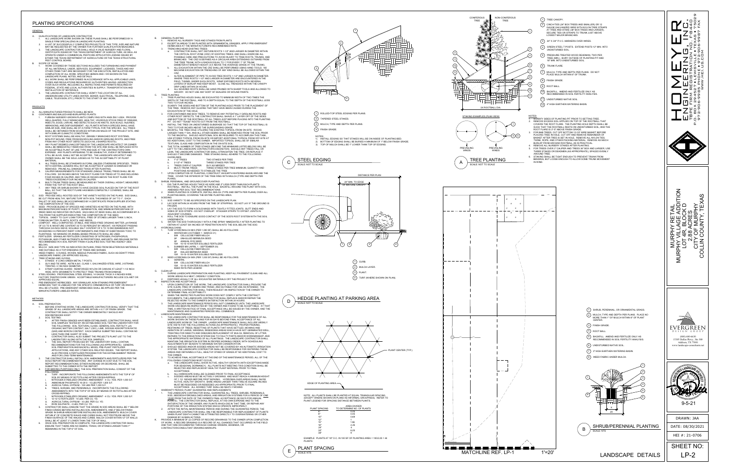# PLANTING SPECIFICATIONS

## GENERAL

A. QUALIFICATIONS OF LANDSCAPE CONTRACTOR
1. ALL LANDSCAPE WORK SHOWN ON THESE PLANS SHALL BE PERFORMED BY A SINGLE FIRM SPECIALIZING IN LANDSCAPE PLANTING.
2. A LIST OF SUCCESSFULLY COMPLETED PROJECTS OF THIS TYPE, SIZE AND NATURE MAY BE REQUESTED BY THE OWNER FOR FURTHER QUALIFICATION MEASURES.
3. THE LANDSCAPE CONTRACTOR SHALL HOLD A VALID NURSERY AND FLORAL CERTIFICATE ISSUED BY THE TEXAS DEPARTMENT OF AGRICULTURE, AS WELL AS OPERATE UNDER A COMMERCIAL PESTICIDE APPLICATOR LICENSE ISSUED BY EITHER THE TEXAS DEPARTMENT OF AGRICULTURE OR THE TEXAS STRUCTURAL PEST CONTROL BOARD.

B. SCOPE OF WORK
1. WORK COVERED BY THESE SECTIONS INCLUDES THE FURNISHING AND PAYMENT OF ALL MATERIALS, LABOR, SERVICES, EQUIPMENT, LICENSES, TAXES AND ANY OTHER ITEMS THAT ARE NECESSARY FOR THE EXECUTION, INSTALLATION AND COMPLETION OF ALL WORK, SPECIFIED HEREIN AND / OR SHOWN ON THE LANDSCAPE PLANS, NOTES, AND DETAILS.
2. ALL WORK SHALL BE PERFORMED IN ACCORDANCE WITH ALL APPLICABLE LAWS, CODES AND REGULATIONS REQUIRED BY AUTHORITIES HAVING JURISDICTION OVER SUCH WORK, INCLUDING ALL INSPECTIONS AND PERMITS REQUIRED BY FEDERAL, STATE AND LOCAL AUTHORITIES IN SUPPLY, TRANSPORTATION AND INSTALLATION OF MATERIALS.
3. THE LANDSCAPE CONTRACTOR SHALL VERIFY THE LOCATION OF ALL UNDERGROUND UTILITY LINES (WATER, SEWER, ELECTRICAL, TELEPHONE, GAS, CABLE, TELEVISION, ETC.) PRIOR TO THE START OF ANY WORK.

## PRODUCTS

A. ALL MANUFACTURED PRODUCTS SHALL BE NEW.

B. CONTAINER AND BALLED-AND-BURLAPPED PLANTS:
1. FURNISH NURSERY-GROWN PLANTS COMPLYING WITH ANSI Z60.1-2004. PROVIDE WELL-SHAPED, FULLY BRANCHED, HEALTHY, VIGOROUS STOCK FREE OF DISEASE, INSECTS, EGGS, LARVAE, AND DEFECTS SUCH AS KNOTS, SUN SCALD, INJURIES, ABRASIONS, AND DISFIGUREMENT. ALL PLANTS WITHIN A SPECIES SHALL HAVE SIMILAR SIZE, AND SHALL BE OF A FORM TYPICAL FOR THE SPECIES. ALL TREES SHALL BE OBTAINED FROM SOURCES WITHIN 200 MILES OF THE PROJECT SITE, AND WITH SIMILAR CLIMACTIC CONDITIONS.
2. ROOT SYSTEMS SHALL BE HEALTHY, DENSELY BRANCHED ROOT SYSTEMS, NON-POT-BOUND, FREE FROM ENCIRCLING AND/OR GIRDLING ROOTS, AND FREE FROM ANY OTHER ROOT DEFECTS (SUCH AS J-SHAPED ROOTS).
3. ANY PLANT DEEMED UNACCEPTABLE BY THE LANDSCAPE ARCHITECT OR OWNER SHALL BE IMMEDIATELY REMOVED FROM THE SITE AND SHALL BE REPLACED WITH AN ACCEPTABLE PLANT OF LIKE TYPE AND SIZE AT THE CONTRACTOR'S OWN EXPENSE. ANY PLANTS APPEARING TO BE UNHEALTHY, EVEN IF DETERMINED TO STILL BE ALIVE, SHALL NOT BE ACCEPTED. THE LANDSCAPE ARCHITECT AND OWNER SHALL BE THE SOLE JUDGES AS TO THE ACCEPTABILITY OF PLANT MATERIAL.
4. ALL TREES SHALL BE STANDARD IN FORM, UNLESS OTHERWISE SPECIFIED. TREES WITH CENTRAL LEADERS WILL NOT BE ACCEPTED IF LEADER IS DAMAGED OR REMOVED. PRUNE ALL DAMAGED TWIGS AFTER PLANTING.
5. CALIPER MEASUREMENTS FOR STANDARD (SINGLE TRUNK) TREES SHALL BE AS FOLLOWS: SIX INCHES ABOVE THE ROOT FLARE FOR TREES UP TO AND INCLUDING FOUR INCHES IN CALIPER, AND TWELVE INCHES ABOVE THE ROOT FLARE FOR TREES EXCEEDING FOUR INCHES IN CALIPER.
6. MULTI-TRUNK TREES SHALL BE MEASURED BY THEIR OVERALL HEIGHT, MEASURED FROM THE TOP OF THE ROOT BALL.
7. ANY TREE OR SHRUB SHOWN TO HAVE EXCESS SOIL PLACED ON TOP OF THE ROOT BALL, SO THAT THE ROOT FLARE HAS BEEN COMPLETELY COVERED, SHALL BE REJECTED.

C. SOD: PROVIDE WELL-ROOTED SOD OF THE VARIETY NOTED ON THE PLANS. SOD SHALL BE CUT FROM HEALTHY, MATURE TURF WITH SOIL THICKNESS OF 3/4" TO 1". EACH PALLET OF SOD SHALL BE ACCOMPANIED BY A CERTIFICATE FROM SUPPLIER STATING THE COMPOSITION OF THE SOD.

D. SEED: PROVIDE BLEND OF SPECIES AND VARIETIES AS NOTED ON THE PLANS, WITH MAXIMUM PERCENTAGES OF PURITY, GERMINATION, AND MINIMUM PERCENTAGE OF WEED SEED AS INDICATED ON PLANS. EACH BAG OF SEED SHALL BE ACCOMPANIED BY A TAG FROM THE SUPPLIER INDICATING THE COMPOSITION OF THE SEED.

E. TOPSOIL: SANDY TO CLAY LOAM TOPSOIL, FREE OF STONES LARGER THAN ½ INCH, FOREIGN MATTER, PLANTS, ROOTS, AND SEEDS.

F. COMPOST: WELL-COMPOSTED, STABLE, AND WEED-FREE ORGANIC MATTER, pH RANGE OF 5.5 TO 8; MOISTURE CONTENT 35 TO 55 PERCENT BY WEIGHT; 100 PERCENT PASSING THROUGH 3/4-INCH SIEVE; SOLUBLE SALT CONTENT OF 5 TO 10 DECISIEMENS/M; NOT EXCEEDING 0.5 PERCENT INERT CONTAMINANTS AND FREE OF SUBSTANCES TOXIC TO PLANTINGS. NO MANURE OR ANIMAL-BASED PRODUCTS SHALL BE USED.

G. FERTILIZER: GRANULAR FERTILIZER CONSISTING OF NITROGEN, PHOSPHORUS, POTASSIUM, AND OTHER NUTRIENTS IN PROPORTIONS, AMOUNTS, AND RELEASE RATES RECOMMENDED IN A SOIL REPORT FROM A QUALIFIED SOIL-TESTING AGENCY (SEE BELOW).

H. MULCH: SIZE AND TYPE AS INDICATED ON PLANS, FREE FROM DELETERIOUS MATERIALS AND SUITABLE AS A TOP DRESSING OF TREES AND SHRUBS.

I. WEED FABRIC: 5 OUNCE, WOVEN, NEEDLE-PUNCHED FABRIC, SUCH AS DEWITT PROS LANDSCAPE FABRIC (OR APPROVED EQUAL).

J. TREE STAKING AND GUYING
1. STAKES: 6' LONG GREEN METAL T-POSTS.
2. GUY AND TIE WIRE: ASTM A 641, CLASS 1, GALVANIZED-STEEL WIRE, 2-STRAND, TWISTED, 0.106 INCH DIAMETER.
3. STRAP CHAFING GUARD: REINFORCED NYLON OR CANVAS AT LEAST 1-1/2 INCH WIDE, WITH GROMMETS TO PROTECT TREE TRUNKS FROM DAMAGE.

K. STEEL EDGING: PROFESSIONAL STEEL EDGING, 14 GAUGE THICK X 4 INCHES WIDE, FACTORY PAINTED DARK GREEN. ACCEPTABLE MANUFACTURERS INCLUDE COL-MET OR APPROVED EQUAL.

L. PRE-EMERGENT HERBICIDES: ANY GRANULAR, NON-STAINING PRE-EMERGENT HERBICIDE THAT IS LABELED FOR THE SPECIFIC ORNAMENTALS OR TURF ON WHICH IT WILL BE UTILIZED. PRE-EMERGENT HERBICIDES SHALL BE APPLIED PER THE MANUFACTURER'S LABELED RATES.

## METHODS

A. SOIL PREPARATION
1. BEFORE STARTING WORK, THE LANDSCAPE CONTRACTOR SHALL VERIFY THAT THE GRADES OF ALL LANDSCAPE AREAS ARE WITHIN +/-0.1' OF FINISH GRADE. THE CONTRACTOR SHALL NOTIFY THE OWNER IMMEDIATELY SHOULD ANY DISCREPANCIES EXIST.
2. SOIL TESTING:
   a. AFTER FINISH GRADES HAVE BEEN ESTABLISHED, CONTRACTOR SHALL HAVE SOIL SAMPLES TESTED BY AN ESTABLISHED SOIL TESTING LABORATORY FOR THE FOLLOWING: SOIL TEXTURAL CLASS, GENERAL SOIL FERTILITY, pH, ORGANIC MATTER CONTENT, SALT (CEC), LIME, SODIUM ABSORPTION RATIO (SAR) AND BORON CONTENT. EACH SAMPLE SUBMITTED SHALL CONTAIN NO LESS THAN ONE QUART OF SOIL.
   b. CONTRACTOR SHALL ALSO SUBMIT THE PROJECT'S PLANT LIST TO THE LABORATORY ALONG WITH THE SOIL SAMPLES.
   c. THE SOIL REPORT PRODUCED BY THE LABORATORY SHALL CONTAIN RECOMMENDATIONS FOR THE FOLLOWING (AS APPROPRIATE): GENERAL SOIL PREPARATION AND BACKFILL MIXES, PRE-PLANT FERTILIZER APPLICATIONS, AND ANY OTHER SOIL RELATED ISSUES. THE REPORT SHALL ALSO PROVIDE A FERTILIZER PROGRAM FOR THE ESTABLISHMENT PERIOD AND FOR LONG-TERM MAINTENANCE.
3. THE CONTRACTOR SHALL INSTALL SOIL AMENDMENTS AND FERTILIZERS PER THE SOILS REPORT RECOMMENDATIONS. ANY CHANGE IN COST DUE TO THE SOIL REPORT RECOMMENDATIONS, EITHER INCREASE OR DECREASE, SHALL BE SUBMITTED TO THE OWNER WITH THE REPORT.
4. FOR BIDDING PURPOSES ONLY, THE SOIL PREPARATION SHALL CONSIST OF THE FOLLOWING:
   a. TURF: INCORPORATE THE FOLLOWING AMENDMENTS INTO THE TOP 6" OF SOIL BY MEANS OF ROTOTILLING AFTER CROSS-RIPPING:
      i. NITROGEN STABILIZED ORGANIC AMENDMENT - 4 CU. YDS. PER 1,000 S.F.
      ii. AMMONIUM PHOSPHATE 16-20-0 - 15 LBS PER 1,000 S.F.
      iii. AGRICULTURAL GYPSUM - 100 LBS PER 1,000 S.F.
   b. TREES, SHRUBS, AND PERENNIALS: INCORPORATE THE FOLLOWING AMENDMENTS INTO THE TOP 6" OF SOIL BY MEANS OF ROTOTILLING AFTER CROSS-RIPPING:
      i. NITROGEN STABILIZED ORGANIC AMENDMENT - 4 CU. YDS. PER 1,000 S.F.
      ii. 12-12-12 FERTILIZER - 10 LBS. PER CU. YD.
      iii. AGRICULTURAL GYPSUM - 10 LBS. PER CU. YD.
      iv. IRON SULPHATE - 2 LBS. PER CU. YD.
5. CONTRACTOR SHALL ENSURE THAT THE GRADE IN SOD AREAS SHALL BE 1" BELOW FINISH GRADE BEFORE INSTALLING SOIL AMENDMENTS, AND 3" BELOW FINISH GRADE IN SHRUB AREAS BEFORE INSTALLING SOIL AMENDMENTS. MULCH COVER WITHIN 6" OF CONCRETE WALKS AND CURBS SHALL NOT PROTRUDE ABOVE THE FINISH SURFACE OF THE WALKS AND CURBS. MULCH COVER WITHIN 12" OF WALLS SHALL BE AT LEAST 3" LOWER THAN THE TOP OF WALL.
6. ONCE SOIL PREPARATION IS COMPLETE, THE LANDSCAPE CONTRACTOR SHALL ENSURE THAT THERE ARE NO DEBRIS, TRASH, OR STONES LARGER THAN 1" REMAINING IN THE TOP 6" OF SOIL.

B. GENERAL PLANTING
1. REMOVE ALL NURSERY TAGS AND STAKES FROM PLANTS.
2. EXCEPT IN AREAS TO BE PLANTED WITH ORNAMENTAL GRASSES, APPLY PRE-EMERGENT HERBICIDES AT THE MANUFACTURER'S RECOMMENDED RATE.
3. TRENCHING NEAR EXISTING TREES:
   a. CONTRACTOR SHALL NOT DISTURB ROOTS 1-1/2" AND LARGER IN DIAMETER WITHIN THE CRITICAL ROOT ZONE (CRZ) OF EXISTING TREES, AND SHALL EXERCISE ALL POSSIBLE CARE AND PRECAUTIONS TO AVOID INJURY TO TREE ROOTS, TRUNKS, AND BRANCHES. THE CRZ IS DEFINED AS A CIRCULAR AREA EXTENDING OUTWARD FROM THE TREE TRUNK, WITH A RADIUS EQUAL TO 1' FOR EVERY 1" OF TRUNK DIAMETER-AT-BREAST-HEIGHT (4.5' ABOVE THE AVERAGE GRADE AT THE TRUNK).
   b. ALL EXCAVATION WITHIN THE CRZ SHALL BE PERFORMED USING HAND TOOLS. NO MACHINE EXCAVATION OR TRENCHING OF ANY KIND SHALL BE ALLOWED WITHIN THE CRZ.
   c. ALTER ALIGNMENT OF PIPE TO AVOID TREE ROOTS 1-1/2" AND LARGER IN DIAMETER. WHERE TREE ROOTS 1-1/2" AND LARGER IN DIAMETER ARE ENCOUNTERED IN THE FIELD, TUNNEL UNDER SUCH ROOTS. WRAP EXPOSED ROOTS WITH SEVERAL LAYERS OF BURLAP AND KEEP MOIST. CLOSE ALL TRENCHES WITHIN THE CANOPY DRIP LINES WITHIN 24 HOURS.
   d. ALL SEVERED ROOTS SHALL BE HAND PRUNED WITH SHARP TOOLS AND ALLOWED TO AIR-DRY. DO NOT USE ANY SORT OF SEALERS OR WOUND PAINTS.

C. TREE PLANTING
1. TREE PLANTING HOLES SHALL BE EXCAVATED TO MINIMUM WIDTH OF TWO TIMES THE WIDTH OF THE ROOTBALL, AND TO A DEPTH EQUAL TO THE DEPTH OF THE ROOTBALL LESS TWO TO FOUR INCHES.
2. SCARIFY THE SIDES AND BOTTOM OF THE PLANTING HOLE PRIOR TO THE PLACEMENT OF THE TREE. REMOVE ANY GLAZING THAT MAY HAVE BEEN CAUSED DURING THE EXCAVATION OF THE HOLE.
3. FOR CONTAINER AND BOX TREES, TO REMOVE ANY POTENTIALLY GIRDLING ROOTS AND OTHER ROOT DEFECTS, THE CONTRACTOR SHALL SHAVE A 1" LAYER OFF OF THE SIDES AND BOTTOM OF THE ROOTBALL OF ALL TREES JUST BEFORE PLACING INTO THE PLANTING PIT. DO NOT "TEASE" ROOTS OUT FROM THE ROOTBALL.
4. INSTALL THE TREE ON UNDISTURBED SUBGRADE SO THAT THE TOP OF THE ROOTBALL IS TWO TO FOUR INCHES ABOVE THE SURROUNDING GRADE.
5. BACKFILL THE TREE HOLE UTILIZING THE EXISTING TOPSOIL FROM ON-SITE. ROCKS LARGER THAN 1" DIA. AND ALL OTHER DEBRIS SHALL BE REMOVED FROM THE SOIL PRIOR TO THE BACKFILL. SHOULD ADDITIONAL SOIL BE REQUIRED TO ACCOMPLISH THIS TASK, USE STORED TOPSOIL FROM ON-SITE OR IMPORT ADDITIONAL TOPSOIL FROM OFF-SITE AT NO ADDITIONAL COST TO THE OWNER. IMPORTED TOPSOIL SHALL BE OF SIMILAR TEXTURAL CLASS AND COMPOSITION IN THE ON-SITE SOIL.
6. THE TOTAL NUMBER OF TREE STAKES (BEYOND THE MINIMUMS LISTED BELOW) WILL BE LEFT TO THE LANDSCAPE CONTRACTOR'S DISCRETION. SHOULD ANY TREES FALL OR LEAN, THE LANDSCAPE CONTRACTOR SHALL STRAIGHTEN THE TREE, OR REPLACE IT SHOULD IT BECOME DAMAGED. TREE STAKING SHALL ADHERE TO THE FOLLOWING GUIDELINES:
   a. 1"-2" TREES — TWO STAKES PER TREE
   b. 2-1/2"-4" TREES — THREE STAKES PER TREE
   c. TREES OVER 4" CALIPER — GUY AS NEEDED
   d. MULTI-TRUNK TREES — THREE STAKES PER TREE MINIMUM, QUANTITY AND POSITIONS AS NEEDED TO STABILIZE THE TREE
7. UPON COMPLETION OF PLANTING, CONSTRUCT AN EARTH WATERING BASIN AROUND THE TREE. COVER THE INTERIOR OF THE TREE RING WITH MULCH (TYPE AND DEPTH PER PLANS).

D. SHRUB, PERENNIAL, AND GROUNDCOVER PLANTING
1. DIG THE PLANTING HOLES TWICE AS WIDE AND 2" LESS DEEP THAN EACH PLANT'S ROOTBALL. INSTALL THE PLANT IN THE HOLE. BACKFILL AROUND THE PLANT WITH SOIL AMENDED PER SOIL TEST RECOMMENDATIONS.
2. WHEN PLANTING IS COMPLETE, INSTALL MULCH (TYPE AND DEPTH PER PLANS) OVER ALL PLANTING BEDS, COVERING THE ENTIRE PLANTING AREA.

E. SODDING
1. SOD VARIETY TO BE AS SPECIFIED ON THE LANDSCAPE PLAN.
2. LAY SOD WITHIN 24 HOURS FROM THE TIME OF STRIPPING. DO NOT LAY IF THE GROUND IS FROZEN.
3. LAY THE SOD TO FORM A SOLID MASS WITH TIGHTLY FITTED JOINTS. BUTT ENDS AND SIDES OF SOD STRIPS - DO NOT OVERLAP. STAGGER STRIPS TO OFFSET JOINTS IN ADJACENT COURSES.
4. ROLL THE SOD TO ENSURE GOOD CONTACT OF THE SOD'S ROOT SYSTEM WITH THE SOIL UNDERNEATH.
5. WATER THE SOD THOROUGHLY WITH A FINE SPRAY IMMEDIATELY AFTER PLANTING TO OBTAIN AT LEAST SIX INCHES OF PENETRATION INTO THE SOIL BELOW THE SOD.

F. HYDROMULCHING
1. TURF HYDROMULCH MIX (PER 1,000 SF) SHALL BE AS FOLLOWS:
   a. WINTER MIX (OCTOBER 1 - MARCH 31)
      50# CELLULOSE FIBER MULCH
      2# UNHULLED BERMUDA SEED
      2# ANNUAL RYE SEED
      15# 15-15-15 WATER SOLUBLE FERTILIZER
   b. SUMMER MIX (APRIL 1 - SEPTEMBER 30)
      50# CELLULOSE FIBER MULCH
      2# HULLED BERMUDA SEED
      15# 15-15-15 WATER SOLUBLE FERTILIZER
2. SEED HYDROMULCH MIX (PER 1,000 SF) SHALL BE AS FOLLOWS:
   a. GENERAL
      50# CELLULOSE FIBER MULCH
      15# 15-15-15 WATER SOLUBLE FERTILIZER
      SEED RATE PER LEGEND

G. CLEAN UP
1. DURING LANDSCAPE PREPARATION AND PLANTING, KEEP ALL PAVEMENT CLEAN AND ALL WORK AREAS IN A NEAT, ORDERLY CONDITION.
2. DISPOSED LEGALLY OF ALL EXCAVATED MATERIALS OFF THE PROJECT SITE.

H. INSPECTION AND ACCEPTANCE
1. UPON COMPLETION OF THE WORK, THE LANDSCAPE CONTRACTOR SHALL PROVIDE THE SITE CLEAN, FREE OF DEBRIS AND TRASH, AND SUITABLE FOR USE AS INTENDED. THE LANDSCAPE CONTRACTOR SHALL THEN REQUEST AN INSPECTION BY THE OWNER TO DETERMINE FINAL ACCEPTABILITY.
2. WHEN THE INSPECTED PLANTING WORK DOES NOT COMPLY WITH THE CONTRACT DOCUMENTS, THE LANDSCAPE CONTRACTOR SHALL REPLACE AND/OR REPAIR THE REJECTED WORK TO THE OWNER'S SATISFACTION WITHIN 24 HOURS.
3. THE LANDSCAPE MAINTENANCE PERIOD WILL NOT COMMENCE UNTIL THE LANDSCAPE WORK HAS BEEN RE-INSPECTED BY THE OWNER AND FOUND TO BE ACCEPTABLE. AT THAT TIME, A WRITTEN NOTICE OF FINAL ACCEPTANCE WILL BE ISSUED BY THE OWNER, AND THE MAINTENANCE AND GUARANTEE PERIODS WILL COMMENCE.

I. LANDSCAPE MAINTENANCE
1. THE LANDSCAPE CONTRACTOR SHALL BE RESPONSIBLE FOR THE MAINTENANCE OF ALL WORK SHOWN ON THESE PLANS FOR 90 DAYS BEYOND FINAL ACCEPTANCE OF ALL LANDSCAPE WORK BY THE OWNER. LANDSCAPE MAINTENANCE SHALL INCLUDE WEEKLY SITE VISITS FOR THE FOLLOWING ACTIONS (AS APPROPRIATE): PROPER PRUNING, RESTAKING OF TREES, RESETTING OF PLANTS THAT HAVE SETTLED, MOWING AND AERATION OF LAWNS, WEEDING, RESEEDING AREAS WHICH HAVE NOT GERMINATED WELL, TREATING FOR INSECTS AND DISEASES, REPLACEMENT OF MULCH, REMOVAL OF LITTER, REPAIRS TO THE IRRIGATION SYSTEM DUE TO FAULTY PARTS AND/OR WORKMANSHIP, AND THE APPROPRIATE WATERING OF ALL PLANTINGS. THE LANDSCAPE CONTRACTOR SHALL MAINTAIN THE IRRIGATION SYSTEM IN PROPER WORKING ORDER, WITH SCHEDULING ADJUSTMENTS BY SEASON TO MAXIMIZE WATER CONSERVATION.
2. SHOULD SEEDED AND/OR SODDED AREAS NOT BE COVERED BY AN AUTOMATIC IRRIGATION SYSTEM, THE LANDSCAPE CONTRACTOR SHALL BE RESPONSIBLE FOR WATERING THESE AREAS AND OBTAINING A FULL, HEALTHY STAND OF GRASS AT NO ADDITIONAL COST TO THE OWNER.
3. TO ACHIEVE FINAL ACCEPTANCE AT THE END OF THE MAINTENANCE PERIOD, ALL OF THE FOLLOWING CONDITIONS MUST OCCUR:
   a. THE LANDSCAPE SHALL SHOW ACTIVE, HEALTHY GROWTH (WITH EXCEPTIONS MADE FOR SEASONAL DORMANCY). ALL PLANTS NOT MEETING THIS CONDITION SHALL BE REJECTED AND REPLACED BY HEALTHY PLANT MATERIAL PRIOR TO FINAL ACCEPTANCE.
   b. ALL HARDSCAPE SHALL BE CLEANED PRIOR TO FINAL ACCEPTANCE.
   c. SODDED AREAS MUST BE ACTIVELY GROWING AND MUST REACH A MINIMUM HEIGHT OF 1 1/2 INCHES BEFORE FIRST MOWING. HYDROMULCHED AREAS SHALL SHOW ACTIVE, HEALTHY GROWTH. BARE AREAS LARGER THAN TWELVE SQUARE INCHES MUST BE RESODDED OR RESEEDED (AS APPROPRIATE) PRIOR TO FINAL ACCEPTANCE. ALL SODDED TURF SHALL BE NEATLY MOWED.

J. WARRANTY PERIOD, PLANT GUARANTEE AND REPLACEMENTS
1. THE LANDSCAPE CONTRACTOR SHALL GUARANTEE ALL TREES, SHRUBS, PERENNIALS, SOD, SEEDED/HYDROMULCHED AREAS, AND IRRIGATION SYSTEMS FOR A PERIOD OF ONE YEAR FROM THE DATE OF THE OWNER'S FINAL ACCEPTANCE (90 DAYS FOR ANNUAL PLANTS). THE CONTRACTOR SHALL REPLACE, AT HIS OWN EXPENSE AND TO THE SATISFACTION OF THE OWNER, ANY PLANTS WHICH DIE IN THAT TIME, OR REPAIR ANY PORTIONS OF THE IRRIGATION SYSTEM WHICH OPERATE IMPROPERLY.
2. AFTER THE INITIAL MAINTENANCE PERIOD AND DURING THE GUARANTEE PERIOD, THE LANDSCAPE CONTRACTOR SHALL ONLY BE RESPONSIBLE FOR REPLACEMENT OF PLANTS WHEN PLANT DEATH CANNOT BE ATTRIBUTED DIRECTLY TO OWNER NEGLECT OR DAMAGE BY HUMAN ACTIONS.

K. PROVIDE A MINIMUM OF (2) COPIES OF RECORD DRAWINGS TO THE OWNER UPON COMPLETION OF WORK. A RECORD DRAWING IS A RECORD OF ALL CHANGES THAT OCCURRED IN THE FIELD AND THAT ARE DOCUMENTED THROUGH CHANGE ORDERS, ADDENDA, OR CONTRACTOR/CONSULTANT DRAWING MARKUPS.

---

## A — TREE PLANTING
SCALE: NOT TO SCALE

CONIFEROUS TREE — NON-CONIFEROUS TREE

2X ROOTBALL DIA.

1. TREE CANOPY.
2. CINCH-TIES (24" BOX TREES AND SMALLER) OR 12 GAUGE GALVANIZED WIRE WITH NYLON TREE STRAPS AT TREE AND STAKE (36" BOX TREES AND LARGER). SECURE TIES OR STRAPS TO TRUNK JUST ABOVE LOWEST MAJOR BRANCHES.
3. 24" X 3/4" P.V.C. MARKERS OVER WIRES.
4. GREEN STEEL T-POSTS. EXTEND POSTS 12" MIN. INTO UNDISTURBED SOIL.
5. PRESSURE-TREATED WOOD DEADMAN, TWO PER TREE (MIN.). BURY OUTSIDE OF PLANTING PIT AND 18" MIN. INTO UNDISTURBED SOIL.
6. TRUNK FLARE.
7. MULCH, TYPE AND DEPTH PER PLANS. DO NOT PLACE MULCH WITHIN 6" OF TRUNK.
8. FINISH GRADE.
9. ROOT BALL.
10. BACKFILL. AMEND AND FERTILIZE ONLY AS RECOMMENDED IN SOIL FERTILITY ANALYSIS.
11. UNDISTURBED NATIVE SOIL.
12. 4" HIGH EARTHEN WATERING BASIN.

STAKING EXAMPLES (PLAN VIEW)

PREVAILING WINDS — PREVAILING WINDS

NOTES:
1. SCARIFY SIDES OF PLANTING PIT PRIOR TO SETTING TREE.
2. REMOVE EXCESS SOIL APPLIED ON TOP OF THE ROOTBALL THAT COVERS THE ROOT FLARE. THE PLANTING HOLE DEPTH SHALL BE SUCH THAT THE ROOTBALL RESTS ON UNDISTURBED SOIL, AND THE ROOT FLARE IS 2"-4" ABOVE FINISH GRADE.
3. FOR B&B TREES, CUT OFF BOTTOM 1/3 OF WIRE BASKET BEFORE PLACING TREE IN HOLE, CUT OFF AND REMOVE REMAINDER OF BASKET AFTER TREE IS SET IN HOLE. REMOVE ALL NYLON TIES, TWINE, ROPE, AND OTHER PACKING MATERIAL. REMOVE AS MUCH BURLAP FROM AROUND ROOTBALL AS IS PRACTICAL.
4. REMOVE ALL NURSERY STAKES AFTER PLANTING.
5. FOR TREES OVER 3" CALIPER AND TREES 36" BOX AND LARGER, USE THREE STAKES OR DEADMEN (AS APPROPRIATE), SPACED EVENLY AROUND TREE.
6. STAKING SHALL BE TIGHT ENOUGH TO PREVENT TRUNK FROM BENDING, BUT LOOSE ENOUGH TO ALLOW SOME TRUNK MOVEMENT IN WIND.

## C — STEEL EDGING
SCALE: NOT TO SCALE

1. ROLLED-TOP STEEL EDGING PER PLANS.
2. TAPERED STEEL STAKES.
3. MULCH, TYPE AND DEPTH PER PLANS.
4. FINISH GRADE.

NOTES:
1) INSTALL EDGING SO THAT STAKES WILL BE ON INSIDE OF PLANTING BED.
2) BOTTOM OF EDGING SHALL BE BURIED A MINIMUM OF 1" BELOW FINISH GRADE.
3) TOP OF MULCH SHALL BE 1" LOWER THAN TOP OF EDGING.

## D — HEDGE PLANTING AT PARKING AREA
SCALE: NOT TO SCALE

DISTANCE PER PLAN

24" MIN. TO EDGE OF MATURE CANOPY

1. CURB.
2. MULCH LAYER.
3. PLANT.
4. TURF (WHERE SHOWN ON PLAN).

## E — PLANT SPACING
SCALE: NTS

PLANT CENTER (TYP.)

EDGE OF PLANTING AREA

NOTE: ALL PLANTS SHALL BE PLANTED AT EQUAL TRIANGULAR SPACING (EXCEPT WHERE SHOWN OTHERWISE AS INFORMAL GROUPINGS). REFER TO PLANT LEGEND FOR SPACING DISTANCE BETWEEN PLANTS.

| PLANT SPACING | AREA DIVIDER TO DETERMINE NO. OF PLANTS |
|---|---|
| 6" | 0.22 |
| 8" | 0.40 |
| 10" | 0.66 |
| 12" | 1 |
| 15" | 1.56 |
| 18" | 2.25 |
| 24" | 4 |
| 30" | 6.25 |
| 36" | 9 |

EXAMPLE: PLANTS AT 18" O.C. IN 100 SF OF PLANTING AREA = 100/2.25 = 44 PLANTS

## B — SHRUB/PERENNIAL PLANTING
SCALE: NTS

1. SHRUB, PERENNIAL, OR ORNAMENTAL GRASS.
2. MULCH, TYPE AND DEPTH PER PLANS. PLACE NO MORE THAN 1" OF MULCH WITHIN 6" OF PLANT CENTER.
3. FINISH GRADE.
4. ROOT BALL.
5. BACKFILL. AMEND AND FERTILIZE ONLY AS RECOMMENDED IN SOIL FERTILITY ANALYSIS.
6. UNDISTURBED NATIVE SOIL.
7. 3" HIGH EARTHEN WATERING BASIN.
8. WEED FABRIC UNDER MULCH.

2X

MATCHLINE REF. LP-1 — 1'=20'

---

HOMEYER ENGINEERING, INC.
TBPE FIRM REGISTRATION NO. F-8440
P.O. BOX 294527 LEWISVILLE, TEXAS 75029
972-906-9985 PHONE • 972-906-9987 FAX
WWW.HEI.US.COM

MURPHY RETAIL
MURPHY VILLAGE ADDITION
LOT 4R, BLOCK D
2.88 ACRES
CITY OF MURPHY
COLLIN COUNTY, TEXAS

EVERGREEN DESIGN GROUP
(880) 680-4630
15305 Dallas Pkwy., Ste 300
Addison, TX 75001
www.landscape-consultants.net

9-5-21

DRAWN: JAA
DATE: 08/30/2021
HEI #: 21-0706

SHEET NO: LP-2

LANDSCAPE DETAILS